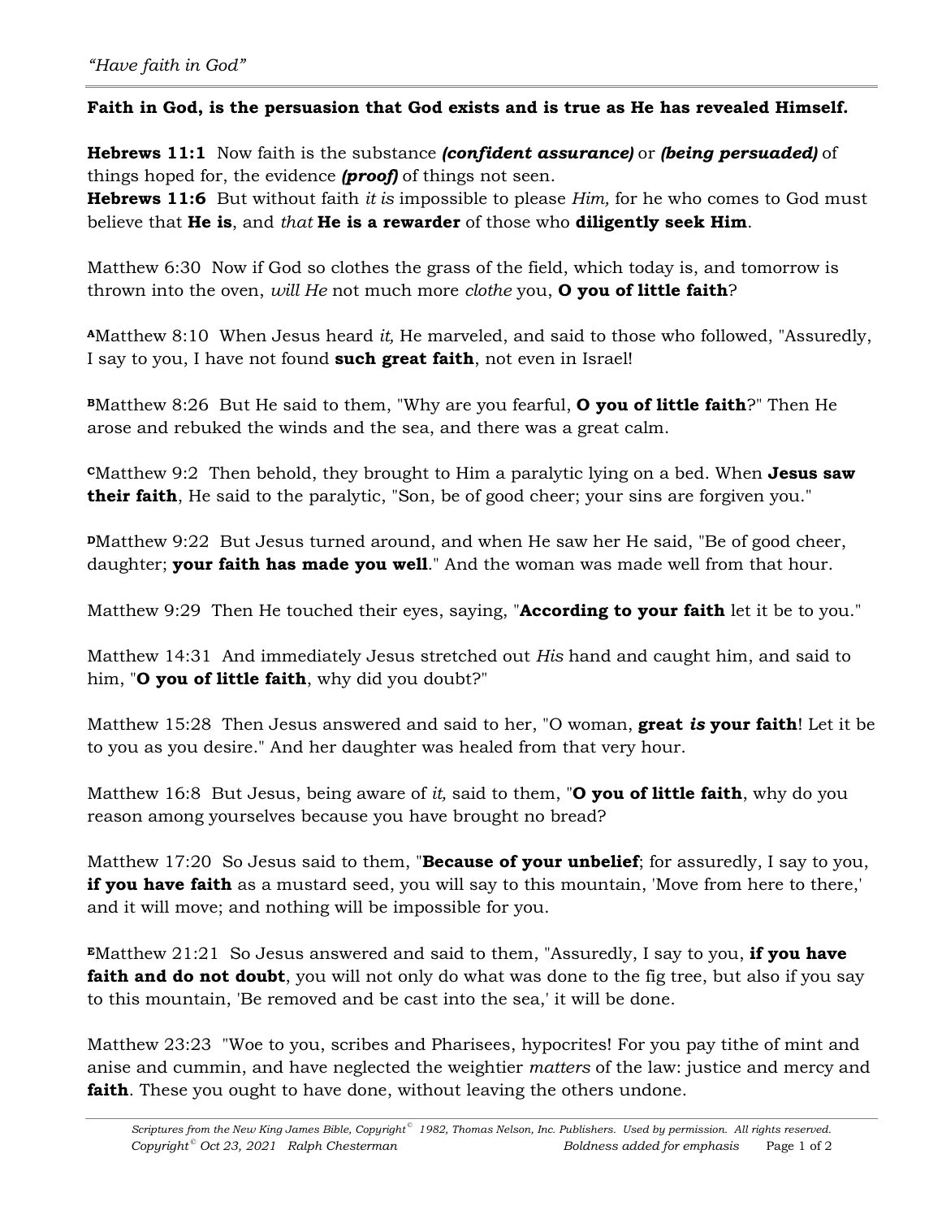*"Have faith in God"*

**Faith in God, is the persuasion that God exists and is true as He has revealed Himself.**

**Hebrews 11:1** Now faith is the substance ***(confident assurance)*** or ***(being persuaded)*** of things hoped for, the evidence ***(proof)*** of things not seen.
**Hebrews 11:6** But without faith *it is* impossible to please *Him,* for he who comes to God must believe that **He is**, and *that* **He is a rewarder** of those who **diligently seek Him**.

Matthew 6:30 Now if God so clothes the grass of the field, which today is, and tomorrow is thrown into the oven, *will He* not much more *clothe* you, **O you of little faith**?

**[A]**Matthew 8:10 When Jesus heard *it,* He marveled, and said to those who followed, "Assuredly, I say to you, I have not found **such great faith**, not even in Israel!

**[B]**Matthew 8:26 But He said to them, "Why are you fearful, **O you of little faith**?" Then He arose and rebuked the winds and the sea, and there was a great calm.

**[C]**Matthew 9:2 Then behold, they brought to Him a paralytic lying on a bed. When **Jesus saw their faith**, He said to the paralytic, "Son, be of good cheer; your sins are forgiven you."

**[D]**Matthew 9:22 But Jesus turned around, and when He saw her He said, "Be of good cheer, daughter; **your faith has made you well**." And the woman was made well from that hour.

Matthew 9:29 Then He touched their eyes, saying, "**According to your faith** let it be to you."

Matthew 14:31 And immediately Jesus stretched out *His* hand and caught him, and said to him, "**O you of little faith**, why did you doubt?"

Matthew 15:28 Then Jesus answered and said to her, "O woman, **great *is* your faith**! Let it be to you as you desire." And her daughter was healed from that very hour.

Matthew 16:8 But Jesus, being aware of *it,* said to them, "**O you of little faith**, why do you reason among yourselves because you have brought no bread?

Matthew 17:20 So Jesus said to them, "**Because of your unbelief**; for assuredly, I say to you, **if you have faith** as a mustard seed, you will say to this mountain, 'Move from here to there,' and it will move; and nothing will be impossible for you.

**[E]**Matthew 21:21 So Jesus answered and said to them, "Assuredly, I say to you, **if you have faith and do not doubt**, you will not only do what was done to the fig tree, but also if you say to this mountain, 'Be removed and be cast into the sea,' it will be done.

Matthew 23:23 "Woe to you, scribes and Pharisees, hypocrites! For you pay tithe of mint and anise and cummin, and have neglected the weightier *matters* of the law: justice and mercy and **faith**. These you ought to have done, without leaving the others undone.

*Scriptures from the New King James Bible, Copyright© 1982, Thomas Nelson, Inc. Publishers. Used by permission. All rights reserved.*
*Copyright© Oct 23, 2021 Ralph Chesterman* *Boldness added for emphasis*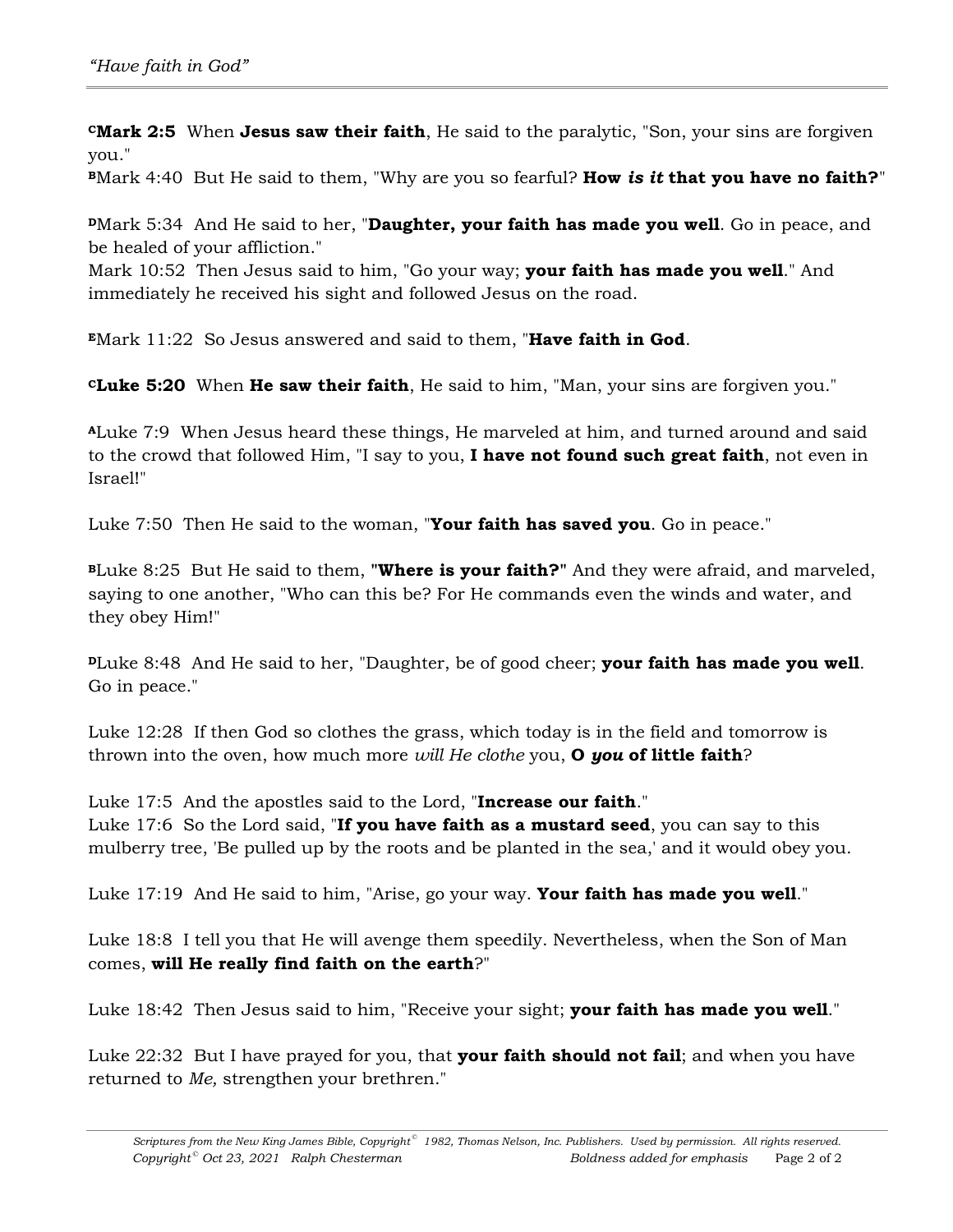**[C]Mark 2:5** When **Jesus saw their faith**, He said to the paralytic, "Son, your sins are forgiven you."
**[B]**Mark 4:40 But He said to them, "Why are you so fearful? **How *is it* that you have no faith?**"

**[D]**Mark 5:34 And He said to her, "**Daughter, your faith has made you well**. Go in peace, and be healed of your affliction."
Mark 10:52 Then Jesus said to him, "Go your way; **your faith has made you well**." And immediately he received his sight and followed Jesus on the road.

**[E]**Mark 11:22 So Jesus answered and said to them, "**Have faith in God**.

**[C]Luke 5:20** When **He saw their faith**, He said to him, "Man, your sins are forgiven you."

**[A]**Luke 7:9 When Jesus heard these things, He marveled at him, and turned around and said to the crowd that followed Him, "I say to you, **I have not found such great faith**, not even in Israel!"

Luke 7:50 Then He said to the woman, "**Your faith has saved you**. Go in peace."

**[B]**Luke 8:25 But He said to them, **"Where is your faith?"** And they were afraid, and marveled, saying to one another, "Who can this be? For He commands even the winds and water, and they obey Him!"

**[D]**Luke 8:48 And He said to her, "Daughter, be of good cheer; **your faith has made you well**. Go in peace."

Luke 12:28 If then God so clothes the grass, which today is in the field and tomorrow is thrown into the oven, how much more *will He clothe* you, **O *you* of little faith**?

Luke 17:5 And the apostles said to the Lord, "**Increase our faith**."
Luke 17:6 So the Lord said, "**If you have faith as a mustard seed**, you can say to this mulberry tree, 'Be pulled up by the roots and be planted in the sea,' and it would obey you.

Luke 17:19 And He said to him, "Arise, go your way. **Your faith has made you well**."

Luke 18:8 I tell you that He will avenge them speedily. Nevertheless, when the Son of Man comes, **will He really find faith on the earth**?"

Luke 18:42 Then Jesus said to him, "Receive your sight; **your faith has made you well**."

Luke 22:32 But I have prayed for you, that **your faith should not fail**; and when you have returned to *Me,* strengthen your brethren."

*Scriptures from the New King James Bible, Copyright© 1982, Thomas Nelson, Inc. Publishers. Used by permission. All rights reserved.*
*Copyright© Oct 23, 2021 Ralph Chesterman* *Boldness added for emphasis*